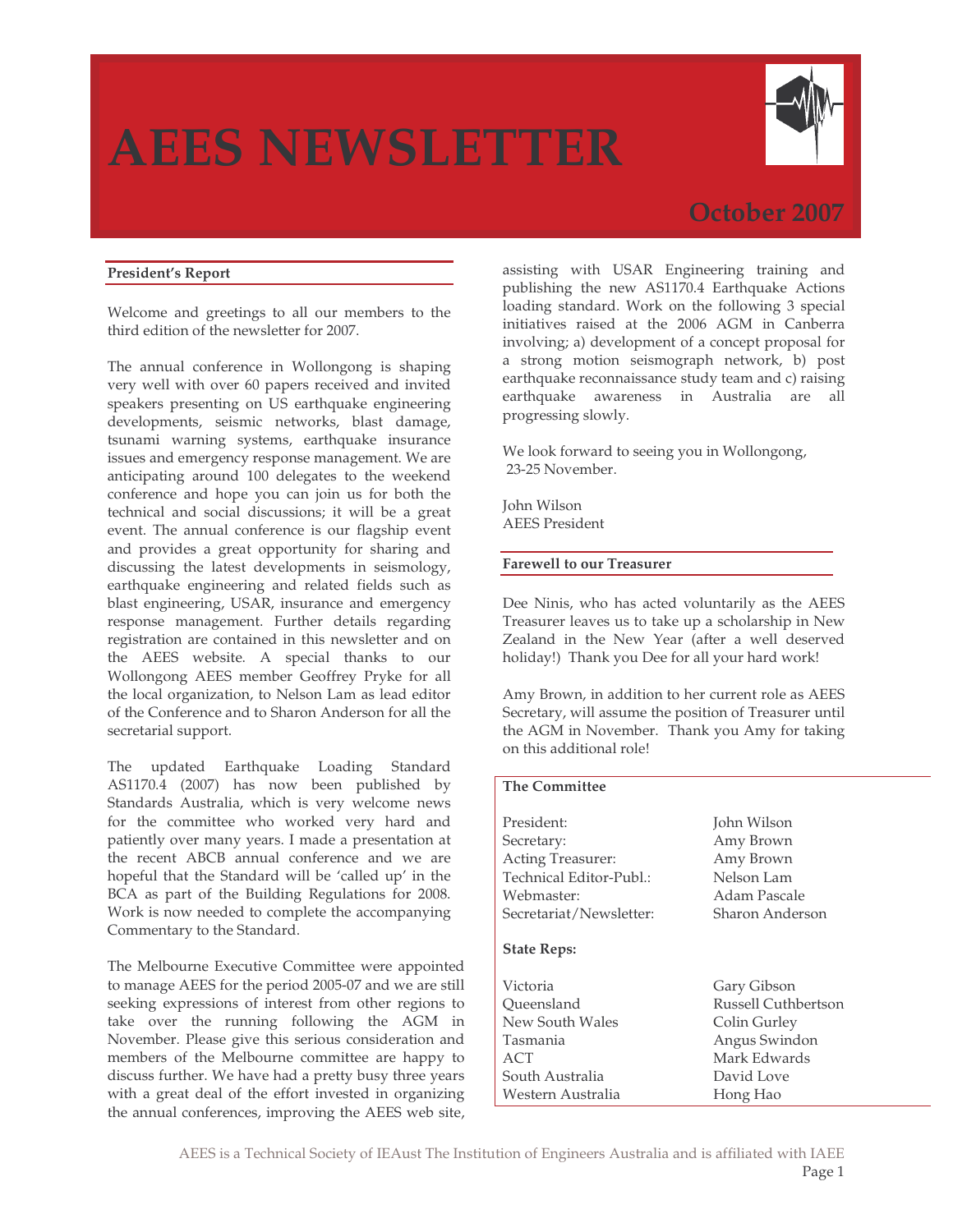# AEES NEWSLETTER

## October 2007

### President's Report

Welcome and greetings to all our members to the third edition of the newsletter for 2007.

The annual conference in Wollongong is shaping very well with over 60 papers received and invited speakers presenting on US earthquake engineering developments, seismic networks, blast damage, tsunami warning systems, earthquake insurance issues and emergency response management. We are anticipating around 100 delegates to the weekend conference and hope you can join us for both the technical and social discussions; it will be a great event. The annual conference is our flagship event and provides a great opportunity for sharing and discussing the latest developments in seismology, earthquake engineering and related fields such as blast engineering, USAR, insurance and emergency response management. Further details regarding registration are contained in this newsletter and on the AEES website. A special thanks to our Wollongong AEES member Geoffrey Pryke for all the local organization, to Nelson Lam as lead editor of the Conference and to Sharon Anderson for all the secretarial support.

The updated Earthquake Loading Standard AS1170.4 (2007) has now been published by Standards Australia, which is very welcome news for the committee who worked very hard and patiently over many years. I made a presentation at the recent ABCB annual conference and we are hopeful that the Standard will be 'called up' in the BCA as part of the Building Regulations for 2008. Work is now needed to complete the accompanying Commentary to the Standard.

The Melbourne Executive Committee were appointed to manage AEES for the period 2005-07 and we are still seeking expressions of interest from other regions to take over the running following the AGM in November. Please give this serious consideration and members of the Melbourne committee are happy to discuss further. We have had a pretty busy three years with a great deal of the effort invested in organizing the annual conferences, improving the AEES web site, assisting with USAR Engineering training and publishing the new AS1170.4 Earthquake Actions loading standard. Work on the following 3 special initiatives raised at the 2006 AGM in Canberra involving; a) development of a concept proposal for a strong motion seismograph network, b) post earthquake reconnaissance study team and c) raising earthquake awareness in Australia are all progressing slowly.

We look forward to seeing you in Wollongong, 23-25 November.

John Wilson
AEES President

### Farewell to our Treasurer

Dee Ninis, who has acted voluntarily as the AEES Treasurer leaves us to take up a scholarship in New Zealand in the New Year (after a well deserved holiday!) Thank you Dee for all your hard work!

Amy Brown, in addition to her current role as AEES Secretary, will assume the position of Treasurer until the AGM in November. Thank you Amy for taking on this additional role!

**The Committee**

| | |
|---|---|
| President: | John Wilson |
| Secretary: | Amy Brown |
| Acting Treasurer: | Amy Brown |
| Technical Editor-Publ.: | Nelson Lam |
| Webmaster: | Adam Pascale |
| Secretariat/Newsletter: | Sharon Anderson |

**State Reps:**

| | |
|---|---|
| Victoria | Gary Gibson |
| Queensland | Russell Cuthbertson |
| New South Wales | Colin Gurley |
| Tasmania | Angus Swindon |
| ACT | Mark Edwards |
| South Australia | David Love |
| Western Australia | Hong Hao |

AEES is a Technical Society of IEAust The Institution of Engineers Australia and is affiliated with IAEE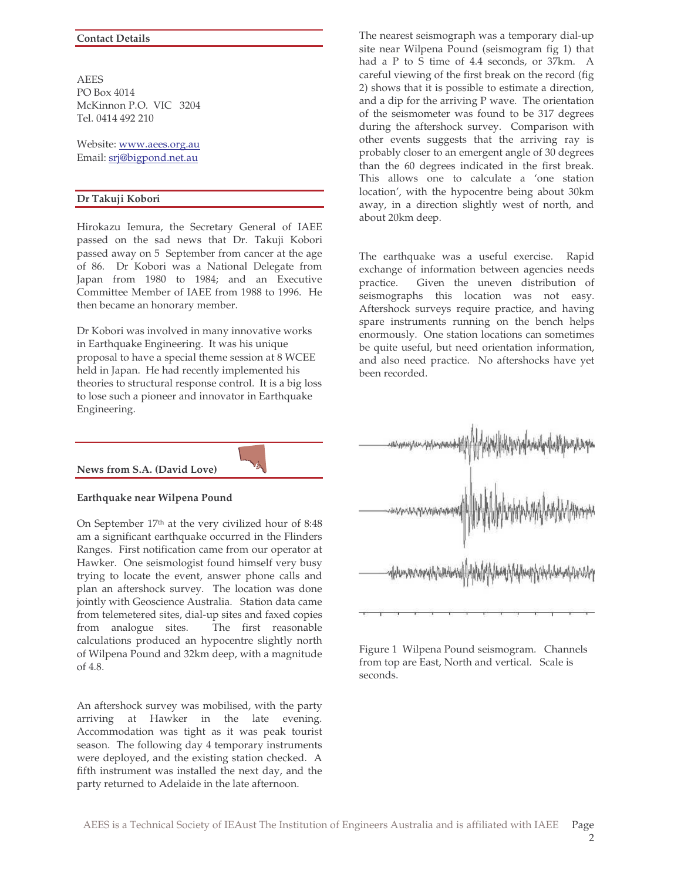## Contact Details

AEES
PO Box 4014
McKinnon P.O. VIC 3204
Tel. 0414 492 210

Website: www.aees.org.au
Email: srj@bigpond.net.au

## Dr Takuji Kobori

Hirokazu Iemura, the Secretary General of IAEE passed on the sad news that Dr. Takuji Kobori passed away on 5 September from cancer at the age of 86. Dr Kobori was a National Delegate from Japan from 1980 to 1984; and an Executive Committee Member of IAEE from 1988 to 1996. He then became an honorary member.

Dr Kobori was involved in many innovative works in Earthquake Engineering. It was his unique proposal to have a special theme session at 8 WCEE held in Japan. He had recently implemented his theories to structural response control. It is a big loss to lose such a pioneer and innovator in Earthquake Engineering.

## News from S.A. (David Love)

### Earthquake near Wilpena Pound

On September 17th at the very civilized hour of 8:48 am a significant earthquake occurred in the Flinders Ranges. First notification came from our operator at Hawker. One seismologist found himself very busy trying to locate the event, answer phone calls and plan an aftershock survey. The location was done jointly with Geoscience Australia. Station data came from telemetered sites, dial-up sites and faxed copies from analogue sites. The first reasonable calculations produced an hypocentre slightly north of Wilpena Pound and 32km deep, with a magnitude of 4.8.

An aftershock survey was mobilised, with the party arriving at Hawker in the late evening. Accommodation was tight as it was peak tourist season. The following day 4 temporary instruments were deployed, and the existing station checked. A fifth instrument was installed the next day, and the party returned to Adelaide in the late afternoon.

The nearest seismograph was a temporary dial-up site near Wilpena Pound (seismogram fig 1) that had a P to S time of 4.4 seconds, or 37km. A careful viewing of the first break on the record (fig 2) shows that it is possible to estimate a direction, and a dip for the arriving P wave. The orientation of the seismometer was found to be 317 degrees during the aftershock survey. Comparison with other events suggests that the arriving ray is probably closer to an emergent angle of 30 degrees than the 60 degrees indicated in the first break. This allows one to calculate a 'one station location', with the hypocentre being about 30km away, in a direction slightly west of north, and about 20km deep.

The earthquake was a useful exercise. Rapid exchange of information between agencies needs practice. Given the uneven distribution of seismographs this location was not easy. Aftershock surveys require practice, and having spare instruments running on the bench helps enormously. One station locations can sometimes be quite useful, but need orientation information, and also need practice. No aftershocks have yet been recorded.

Figure 1 Wilpena Pound seismogram. Channels from top are East, North and vertical. Scale is seconds.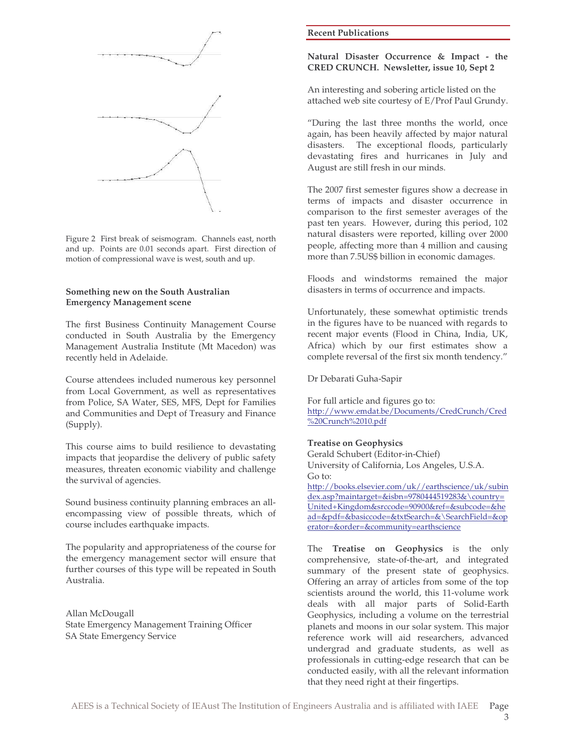Figure 2 First break of seismogram. Channels east, north and up. Points are 0.01 seconds apart. First direction of motion of compressional wave is west, south and up.

**Something new on the South Australian Emergency Management scene**

The first Business Continuity Management Course conducted in South Australia by the Emergency Management Australia Institute (Mt Macedon) was recently held in Adelaide.

Course attendees included numerous key personnel from Local Government, as well as representatives from Police, SA Water, SES, MFS, Dept for Families and Communities and Dept of Treasury and Finance (Supply).

This course aims to build resilience to devastating impacts that jeopardise the delivery of public safety measures, threaten economic viability and challenge the survival of agencies.

Sound business continuity planning embraces an all-encompassing view of possible threats, which of course includes earthquake impacts.

The popularity and appropriateness of the course for the emergency management sector will ensure that further courses of this type will be repeated in South Australia.

Allan McDougall
State Emergency Management Training Officer
SA State Emergency Service

## Recent Publications

**Natural Disaster Occurrence & Impact - the CRED CRUNCH. Newsletter, issue 10, Sept 2**

An interesting and sobering article listed on the attached web site courtesy of E/Prof Paul Grundy.

"During the last three months the world, once again, has been heavily affected by major natural disasters. The exceptional floods, particularly devastating fires and hurricanes in July and August are still fresh in our minds.

The 2007 first semester figures show a decrease in terms of impacts and disaster occurrence in comparison to the first semester averages of the past ten years. However, during this period, 102 natural disasters were reported, killing over 2000 people, affecting more than 4 million and causing more than 7.5US$ billion in economic damages.

Floods and windstorms remained the major disasters in terms of occurrence and impacts.

Unfortunately, these somewhat optimistic trends in the figures have to be nuanced with regards to recent major events (Flood in China, India, UK, Africa) which by our first estimates show a complete reversal of the first six month tendency."

Dr Debarati Guha-Sapir

For full article and figures go to:
http://www.emdat.be/Documents/CredCrunch/Cred%20Crunch%2010.pdf

**Treatise on Geophysics**
Gerald Schubert (Editor-in-Chief)
University of California, Los Angeles, U.S.A.
Go to:
http://books.elsevier.com/uk//earthscience/uk/subindex.asp?maintarget=&isbn=9780444519283&\country=United+Kingdom&srccode=90900&ref=&subcode=&head=&pdf=&basiccode=&txtSearch=&\SearchField=&operator=&order=&community=earthscience

The **Treatise on Geophysics** is the only comprehensive, state-of-the-art, and integrated summary of the present state of geophysics. Offering an array of articles from some of the top scientists around the world, this 11-volume work deals with all major parts of Solid-Earth Geophysics, including a volume on the terrestrial planets and moons in our solar system. This major reference work will aid researchers, advanced undergrad and graduate students, as well as professionals in cutting-edge research that can be conducted easily, with all the relevant information that they need right at their fingertips.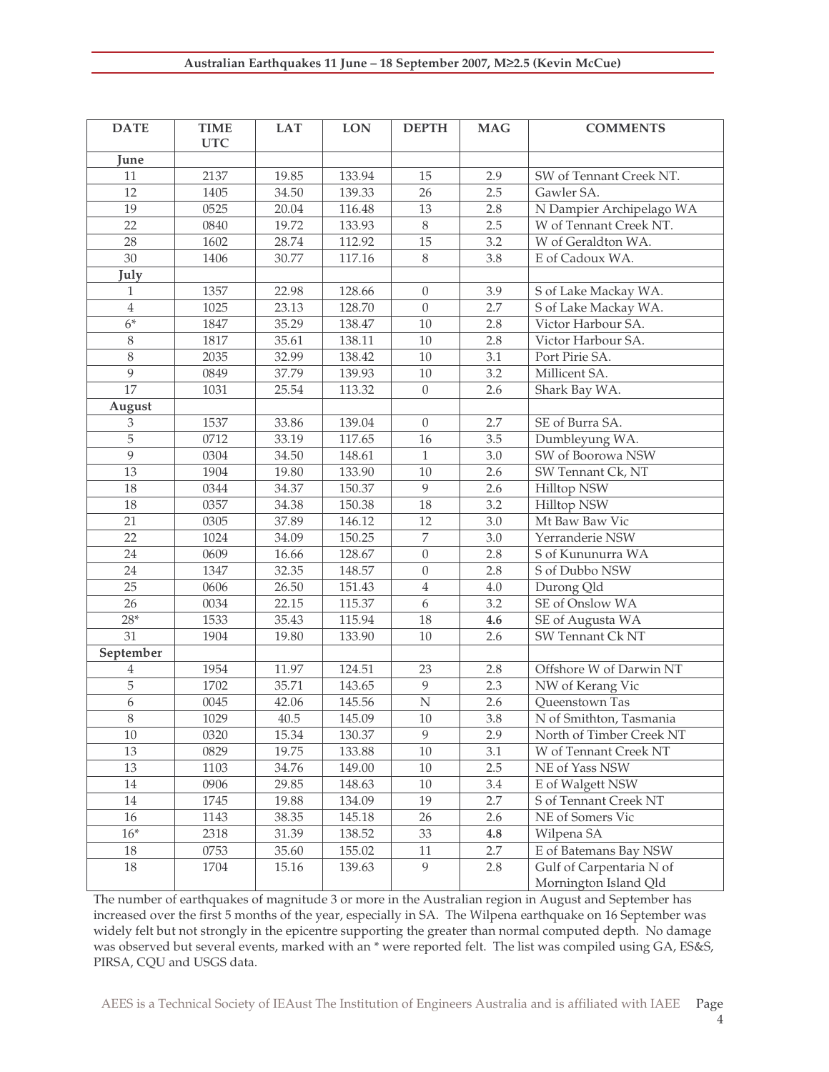| DATE | TIME UTC | LAT | LON | DEPTH | MAG | COMMENTS |
|---|---|---|---|---|---|---|
| **June** | | | | | | |
| 11 | 2137 | 19.85 | 133.94 | 15 | 2.9 | SW of Tennant Creek NT. |
| 12 | 1405 | 34.50 | 139.33 | 26 | 2.5 | Gawler SA. |
| 19 | 0525 | 20.04 | 116.48 | 13 | 2.8 | N Dampier Archipelago WA |
| 22 | 0840 | 19.72 | 133.93 | 8 | 2.5 | W of Tennant Creek NT. |
| 28 | 1602 | 28.74 | 112.92 | 15 | 3.2 | W of Geraldton WA. |
| 30 | 1406 | 30.77 | 117.16 | 8 | 3.8 | E of Cadoux WA. |
| **July** | | | | | | |
| 1 | 1357 | 22.98 | 128.66 | 0 | 3.9 | S of Lake Mackay WA. |
| 4 | 1025 | 23.13 | 128.70 | 0 | 2.7 | S of Lake Mackay WA. |
| 6* | 1847 | 35.29 | 138.47 | 10 | 2.8 | Victor Harbour SA. |
| 8 | 1817 | 35.61 | 138.11 | 10 | 2.8 | Victor Harbour SA. |
| 8 | 2035 | 32.99 | 138.42 | 10 | 3.1 | Port Pirie SA. |
| 9 | 0849 | 37.79 | 139.93 | 10 | 3.2 | Millicent SA. |
| 17 | 1031 | 25.54 | 113.32 | 0 | 2.6 | Shark Bay WA. |
| **August** | | | | | | |
| 3 | 1537 | 33.86 | 139.04 | 0 | 2.7 | SE of Burra SA. |
| 5 | 0712 | 33.19 | 117.65 | 16 | 3.5 | Dumbleyung WA. |
| 9 | 0304 | 34.50 | 148.61 | 1 | 3.0 | SW of Boorowa NSW |
| 13 | 1904 | 19.80 | 133.90 | 10 | 2.6 | SW Tennant Ck, NT |
| 18 | 0344 | 34.37 | 150.37 | 9 | 2.6 | Hilltop NSW |
| 18 | 0357 | 34.38 | 150.38 | 18 | 3.2 | Hilltop NSW |
| 21 | 0305 | 37.89 | 146.12 | 12 | 3.0 | Mt Baw Baw Vic |
| 22 | 1024 | 34.09 | 150.25 | 7 | 3.0 | Yerranderie NSW |
| 24 | 0609 | 16.66 | 128.67 | 0 | 2.8 | S of Kununurra WA |
| 24 | 1347 | 32.35 | 148.57 | 0 | 2.8 | S of Dubbo NSW |
| 25 | 0606 | 26.50 | 151.43 | 4 | 4.0 | Durong Qld |
| 26 | 0034 | 22.15 | 115.37 | 6 | 3.2 | SE of Onslow WA |
| 28* | 1533 | 35.43 | 115.94 | 18 | **4.6** | SE of Augusta WA |
| 31 | 1904 | 19.80 | 133.90 | 10 | 2.6 | SW Tennant Ck NT |
| **September** | | | | | | |
| 4 | 1954 | 11.97 | 124.51 | 23 | 2.8 | Offshore W of Darwin NT |
| 5 | 1702 | 35.71 | 143.65 | 9 | 2.3 | NW of Kerang Vic |
| 6 | 0045 | 42.06 | 145.56 | N | 2.6 | Queenstown Tas |
| 8 | 1029 | 40.5 | 145.09 | 10 | 3.8 | N of Smithton, Tasmania |
| 10 | 0320 | 15.34 | 130.37 | 9 | 2.9 | North of Timber Creek NT |
| 13 | 0829 | 19.75 | 133.88 | 10 | 3.1 | W of Tennant Creek NT |
| 13 | 1103 | 34.76 | 149.00 | 10 | 2.5 | NE of Yass NSW |
| 14 | 0906 | 29.85 | 148.63 | 10 | 3.4 | E of Walgett NSW |
| 14 | 1745 | 19.88 | 134.09 | 19 | 2.7 | S of Tennant Creek NT |
| 16 | 1143 | 38.35 | 145.18 | 26 | 2.6 | NE of Somers Vic |
| 16* | 2318 | 31.39 | 138.52 | 33 | **4.8** | Wilpena SA |
| 18 | 0753 | 35.60 | 155.02 | 11 | 2.7 | E of Batemans Bay NSW |
| 18 | 1704 | 15.16 | 139.63 | 9 | 2.8 | Gulf of Carpentaria N of Mornington Island Qld |

The number of earthquakes of magnitude 3 or more in the Australian region in August and September has increased over the first 5 months of the year, especially in SA. The Wilpena earthquake on 16 September was widely felt but not strongly in the epicentre supporting the greater than normal computed depth. No damage was observed but several events, marked with an * were reported felt. The list was compiled using GA, ES&S, PIRSA, CQU and USGS data.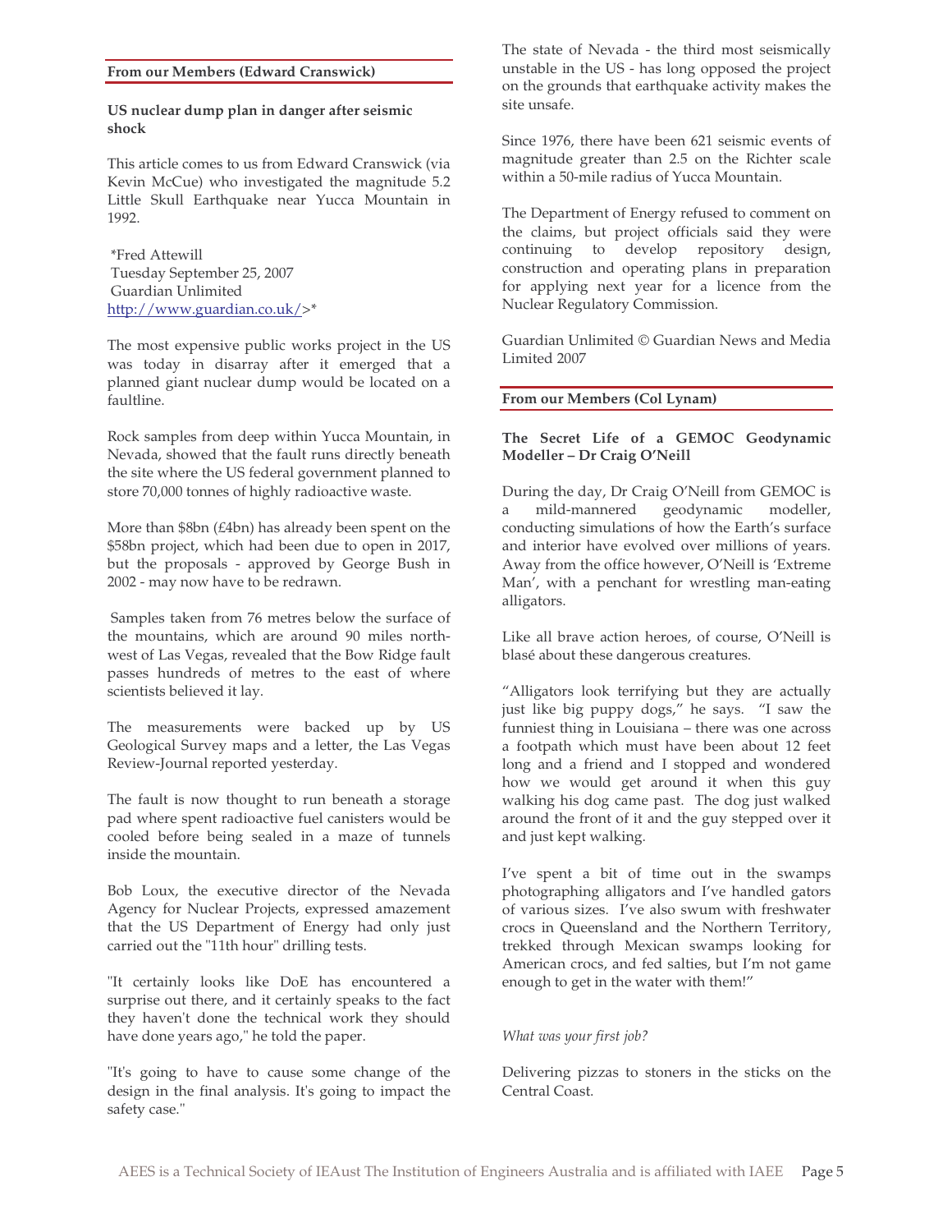## From our Members (Edward Cranswick)

### US nuclear dump plan in danger after seismic shock

This article comes to us from Edward Cranswick (via Kevin McCue) who investigated the magnitude 5.2 Little Skull Earthquake near Yucca Mountain in 1992.

*Fred Attewill
Tuesday September 25, 2007
Guardian Unlimited
http://www.guardian.co.uk/>*

The most expensive public works project in the US was today in disarray after it emerged that a planned giant nuclear dump would be located on a faultline.

Rock samples from deep within Yucca Mountain, in Nevada, showed that the fault runs directly beneath the site where the US federal government planned to store 70,000 tonnes of highly radioactive waste.

More than $8bn (£4bn) has already been spent on the $58bn project, which had been due to open in 2017, but the proposals - approved by George Bush in 2002 - may now have to be redrawn.

Samples taken from 76 metres below the surface of the mountains, which are around 90 miles north-west of Las Vegas, revealed that the Bow Ridge fault passes hundreds of metres to the east of where scientists believed it lay.

The measurements were backed up by US Geological Survey maps and a letter, the Las Vegas Review-Journal reported yesterday.

The fault is now thought to run beneath a storage pad where spent radioactive fuel canisters would be cooled before being sealed in a maze of tunnels inside the mountain.

Bob Loux, the executive director of the Nevada Agency for Nuclear Projects, expressed amazement that the US Department of Energy had only just carried out the "11th hour" drilling tests.

"It certainly looks like DoE has encountered a surprise out there, and it certainly speaks to the fact they haven't done the technical work they should have done years ago," he told the paper.

"It's going to have to cause some change of the design in the final analysis. It's going to impact the safety case."

The state of Nevada - the third most seismically unstable in the US - has long opposed the project on the grounds that earthquake activity makes the site unsafe.

Since 1976, there have been 621 seismic events of magnitude greater than 2.5 on the Richter scale within a 50-mile radius of Yucca Mountain.

The Department of Energy refused to comment on the claims, but project officials said they were continuing to develop repository design, construction and operating plans in preparation for applying next year for a licence from the Nuclear Regulatory Commission.

Guardian Unlimited © Guardian News and Media Limited 2007

## From our Members (Col Lynam)

### The Secret Life of a GEMOC Geodynamic Modeller – Dr Craig O'Neill

During the day, Dr Craig O'Neill from GEMOC is a mild-mannered geodynamic modeller, conducting simulations of how the Earth's surface and interior have evolved over millions of years. Away from the office however, O'Neill is 'Extreme Man', with a penchant for wrestling man-eating alligators.

Like all brave action heroes, of course, O'Neill is blasé about these dangerous creatures.

"Alligators look terrifying but they are actually just like big puppy dogs," he says. "I saw the funniest thing in Louisiana – there was one across a footpath which must have been about 12 feet long and a friend and I stopped and wondered how we would get around it when this guy walking his dog came past. The dog just walked around the front of it and the guy stepped over it and just kept walking.

I've spent a bit of time out in the swamps photographing alligators and I've handled gators of various sizes. I've also swum with freshwater crocs in Queensland and the Northern Territory, trekked through Mexican swamps looking for American crocs, and fed salties, but I'm not game enough to get in the water with them!"

*What was your first job?*

Delivering pizzas to stoners in the sticks on the Central Coast.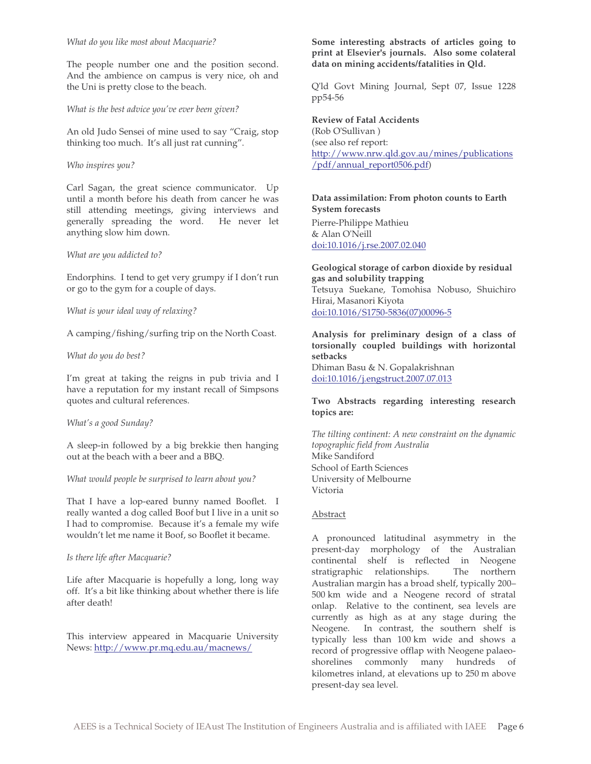*What do you like most about Macquarie?*

The people number one and the position second. And the ambience on campus is very nice, oh and the Uni is pretty close to the beach.

*What is the best advice you've ever been given?*

An old Judo Sensei of mine used to say "Craig, stop thinking too much. It's all just rat cunning".

*Who inspires you?*

Carl Sagan, the great science communicator. Up until a month before his death from cancer he was still attending meetings, giving interviews and generally spreading the word. He never let anything slow him down.

*What are you addicted to?*

Endorphins. I tend to get very grumpy if I don't run or go to the gym for a couple of days.

*What is your ideal way of relaxing?*

A camping/fishing/surfing trip on the North Coast.

*What do you do best?*

I'm great at taking the reigns in pub trivia and I have a reputation for my instant recall of Simpsons quotes and cultural references.

*What's a good Sunday?*

A sleep-in followed by a big brekkie then hanging out at the beach with a beer and a BBQ.

*What would people be surprised to learn about you?*

That I have a lop-eared bunny named Booflet. I really wanted a dog called Boof but I live in a unit so I had to compromise. Because it's a female my wife wouldn't let me name it Boof, so Booflet it became.

*Is there life after Macquarie?*

Life after Macquarie is hopefully a long, long way off. It's a bit like thinking about whether there is life after death!

This interview appeared in Macquarie University News: http://www.pr.mq.edu.au/macnews/

**Some interesting abstracts of articles going to print at Elsevier's journals. Also some colateral data on mining accidents/fatalities in Qld.**

Q'ld Govt Mining Journal, Sept 07, Issue 1228 pp54-56

**Review of Fatal Accidents**
(Rob O'Sullivan )
(see also ref report: http://www.nrw.qld.gov.au/mines/publications/pdf/annual_report0506.pdf)

**Data assimilation: From photon counts to Earth System forecasts**
Pierre-Philippe Mathieu
& Alan O'Neill
doi:10.1016/j.rse.2007.02.040

**Geological storage of carbon dioxide by residual gas and solubility trapping**
Tetsuya Suekane, Tomohisa Nobuso, Shuichiro Hirai, Masanori Kiyota
doi:10.1016/S1750-5836(07)00096-5

**Analysis for preliminary design of a class of torsionally coupled buildings with horizontal setbacks**
Dhiman Basu & N. Gopalakrishnan
doi:10.1016/j.engstruct.2007.07.013

**Two Abstracts regarding interesting research topics are:**

*The tilting continent: A new constraint on the dynamic topographic field from Australia*
Mike Sandiford
School of Earth Sciences
University of Melbourne
Victoria

Abstract

A pronounced latitudinal asymmetry in the present-day morphology of the Australian continental shelf is reflected in Neogene stratigraphic relationships. The northern Australian margin has a broad shelf, typically 200–500 km wide and a Neogene record of stratal onlap. Relative to the continent, sea levels are currently as high as at any stage during the Neogene. In contrast, the southern shelf is typically less than 100 km wide and shows a record of progressive offlap with Neogene palaeo-shorelines commonly many hundreds of kilometres inland, at elevations up to 250 m above present-day sea level.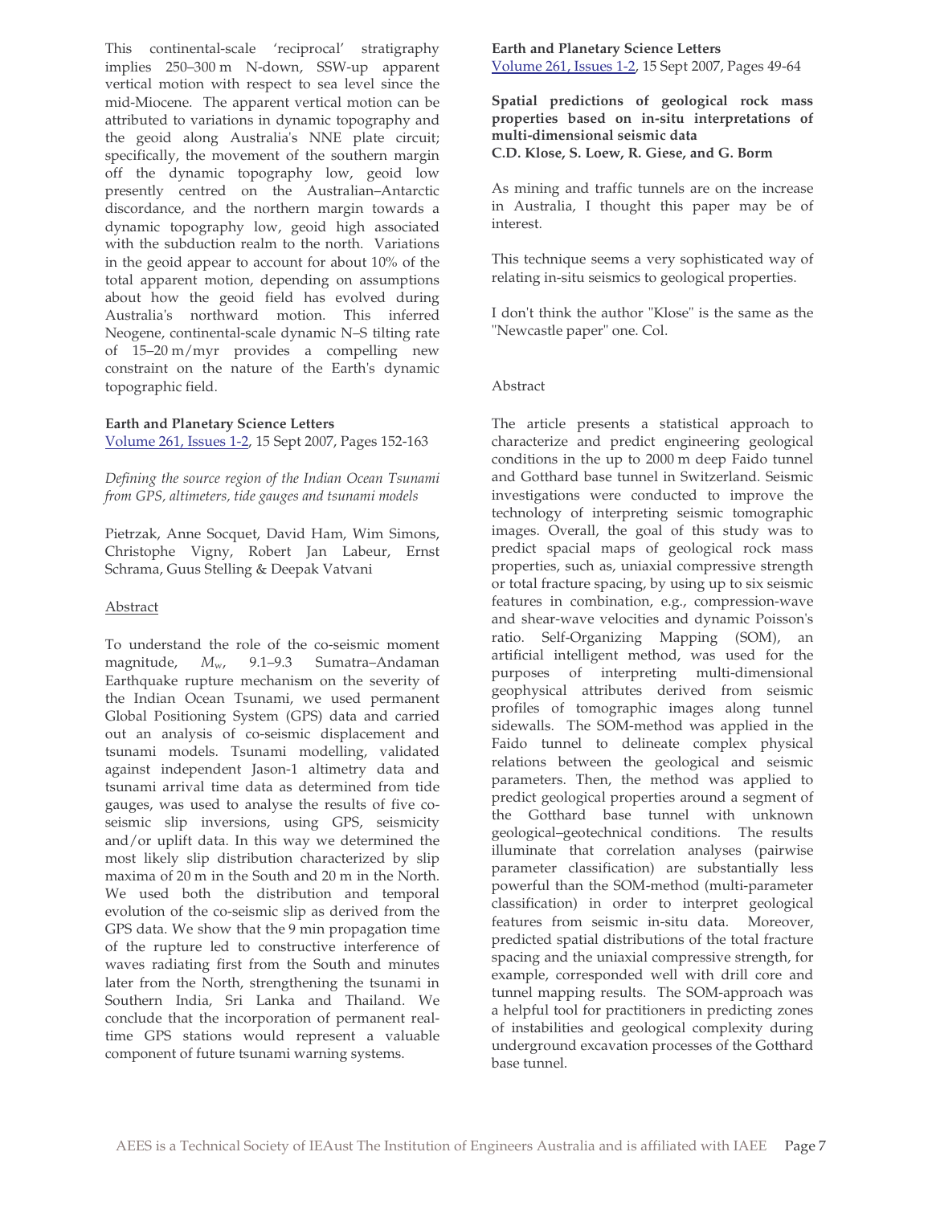This continental-scale 'reciprocal' stratigraphy implies 250–300 m N-down, SSW-up apparent vertical motion with respect to sea level since the mid-Miocene. The apparent vertical motion can be attributed to variations in dynamic topography and the geoid along Australia's NNE plate circuit; specifically, the movement of the southern margin off the dynamic topography low, geoid low presently centred on the Australian–Antarctic discordance, and the northern margin towards a dynamic topography low, geoid high associated with the subduction realm to the north. Variations in the geoid appear to account for about 10% of the total apparent motion, depending on assumptions about how the geoid field has evolved during Australia's northward motion. This inferred Neogene, continental-scale dynamic N–S tilting rate of 15–20 m/myr provides a compelling new constraint on the nature of the Earth's dynamic topographic field.

**Earth and Planetary Science Letters**
Volume 261, Issues 1-2, 15 Sept 2007, Pages 152-163

*Defining the source region of the Indian Ocean Tsunami from GPS, altimeters, tide gauges and tsunami models*

Pietrzak, Anne Socquet, David Ham, Wim Simons, Christophe Vigny, Robert Jan Labeur, Ernst Schrama, Guus Stelling & Deepak Vatvani

Abstract

To understand the role of the co-seismic moment magnitude, $M_w$, 9.1–9.3 Sumatra–Andaman Earthquake rupture mechanism on the severity of the Indian Ocean Tsunami, we used permanent Global Positioning System (GPS) data and carried out an analysis of co-seismic displacement and tsunami models. Tsunami modelling, validated against independent Jason-1 altimetry data and tsunami arrival time data as determined from tide gauges, was used to analyse the results of five co-seismic slip inversions, using GPS, seismicity and/or uplift data. In this way we determined the most likely slip distribution characterized by slip maxima of 20 m in the South and 20 m in the North. We used both the distribution and temporal evolution of the co-seismic slip as derived from the GPS data. We show that the 9 min propagation time of the rupture led to constructive interference of waves radiating first from the South and minutes later from the North, strengthening the tsunami in Southern India, Sri Lanka and Thailand. We conclude that the incorporation of permanent real-time GPS stations would represent a valuable component of future tsunami warning systems.

**Earth and Planetary Science Letters**
Volume 261, Issues 1-2, 15 Sept 2007, Pages 49-64

**Spatial predictions of geological rock mass properties based on in-situ interpretations of multi-dimensional seismic data**
**C.D. Klose, S. Loew, R. Giese, and G. Borm**

As mining and traffic tunnels are on the increase in Australia, I thought this paper may be of interest.

This technique seems a very sophisticated way of relating in-situ seismics to geological properties.

I don't think the author "Klose" is the same as the "Newcastle paper" one. Col.

Abstract

The article presents a statistical approach to characterize and predict engineering geological conditions in the up to 2000 m deep Faido tunnel and Gotthard base tunnel in Switzerland. Seismic investigations were conducted to improve the technology of interpreting seismic tomographic images. Overall, the goal of this study was to predict spacial maps of geological rock mass properties, such as, uniaxial compressive strength or total fracture spacing, by using up to six seismic features in combination, e.g., compression-wave and shear-wave velocities and dynamic Poisson's ratio. Self-Organizing Mapping (SOM), an artificial intelligent method, was used for the purposes of interpreting multi-dimensional geophysical attributes derived from seismic profiles of tomographic images along tunnel sidewalls. The SOM-method was applied in the Faido tunnel to delineate complex physical relations between the geological and seismic parameters. Then, the method was applied to predict geological properties around a segment of the Gotthard base tunnel with unknown geological–geotechnical conditions. The results illuminate that correlation analyses (pairwise parameter classification) are substantially less powerful than the SOM-method (multi-parameter classification) in order to interpret geological features from seismic in-situ data. Moreover, predicted spatial distributions of the total fracture spacing and the uniaxial compressive strength, for example, corresponded well with drill core and tunnel mapping results. The SOM-approach was a helpful tool for practitioners in predicting zones of instabilities and geological complexity during underground excavation processes of the Gotthard base tunnel.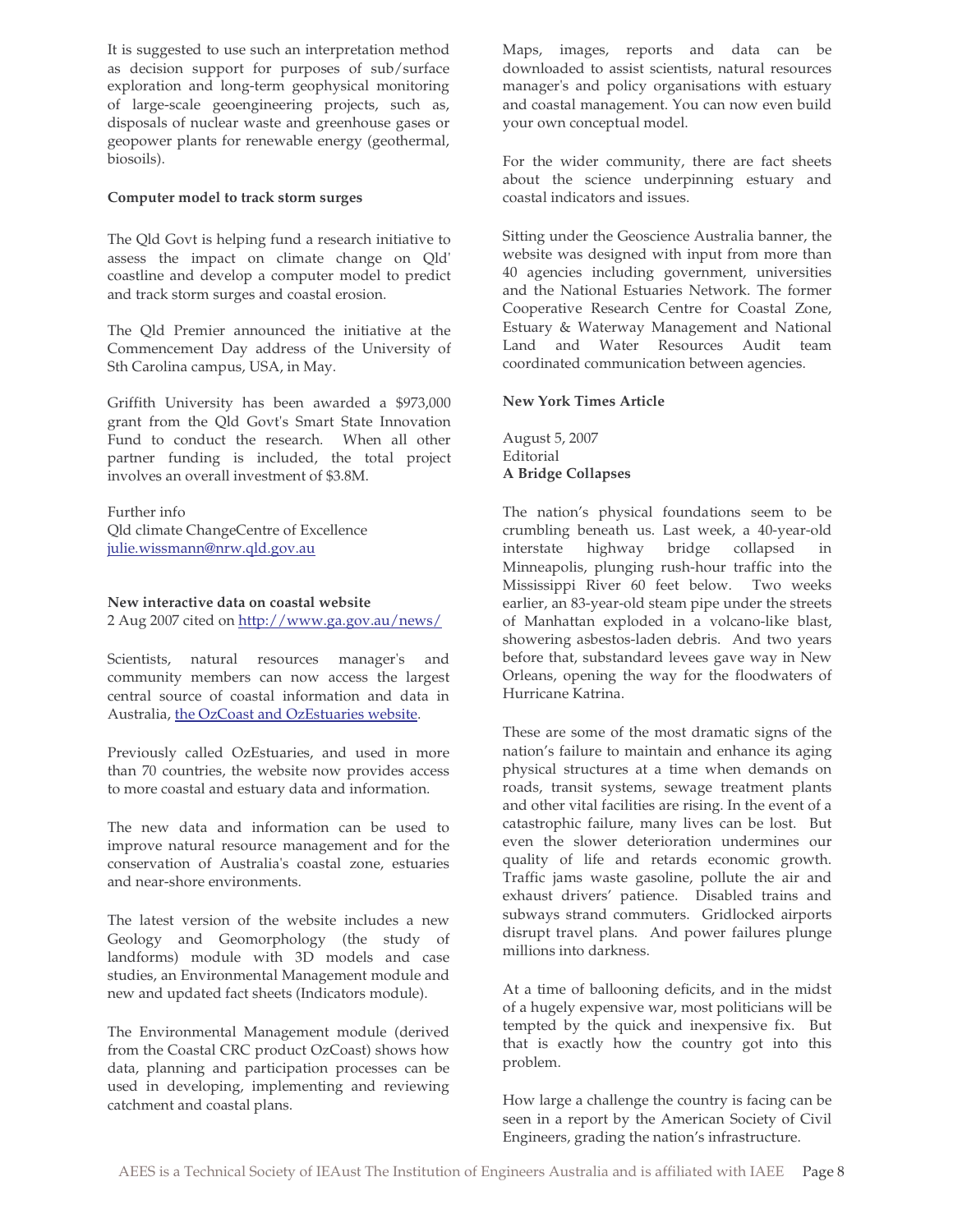It is suggested to use such an interpretation method as decision support for purposes of sub/surface exploration and long-term geophysical monitoring of large-scale geoengineering projects, such as, disposals of nuclear waste and greenhouse gases or geopower plants for renewable energy (geothermal, biosoils).

**Computer model to track storm surges**

The Qld Govt is helping fund a research initiative to assess the impact on climate change on Qld' coastline and develop a computer model to predict and track storm surges and coastal erosion.

The Qld Premier announced the initiative at the Commencement Day address of the University of Sth Carolina campus, USA, in May.

Griffith University has been awarded a $973,000 grant from the Qld Govt's Smart State Innovation Fund to conduct the research. When all other partner funding is included, the total project involves an overall investment of $3.8M.

Further info
Qld climate ChangeCentre of Excellence
julie.wissmann@nrw.qld.gov.au

**New interactive data on coastal website**
2 Aug 2007 cited on http://www.ga.gov.au/news/

Scientists, natural resources manager's and community members can now access the largest central source of coastal information and data in Australia, the OzCoast and OzEstuaries website.

Previously called OzEstuaries, and used in more than 70 countries, the website now provides access to more coastal and estuary data and information.

The new data and information can be used to improve natural resource management and for the conservation of Australia's coastal zone, estuaries and near-shore environments.

The latest version of the website includes a new Geology and Geomorphology (the study of landforms) module with 3D models and case studies, an Environmental Management module and new and updated fact sheets (Indicators module).

The Environmental Management module (derived from the Coastal CRC product OzCoast) shows how data, planning and participation processes can be used in developing, implementing and reviewing catchment and coastal plans.

Maps, images, reports and data can be downloaded to assist scientists, natural resources manager's and policy organisations with estuary and coastal management. You can now even build your own conceptual model.

For the wider community, there are fact sheets about the science underpinning estuary and coastal indicators and issues.

Sitting under the Geoscience Australia banner, the website was designed with input from more than 40 agencies including government, universities and the National Estuaries Network. The former Cooperative Research Centre for Coastal Zone, Estuary & Waterway Management and National Land and Water Resources Audit team coordinated communication between agencies.

**New York Times Article**

August 5, 2007
Editorial
**A Bridge Collapses**

The nation's physical foundations seem to be crumbling beneath us. Last week, a 40-year-old interstate highway bridge collapsed in Minneapolis, plunging rush-hour traffic into the Mississippi River 60 feet below. Two weeks earlier, an 83-year-old steam pipe under the streets of Manhattan exploded in a volcano-like blast, showering asbestos-laden debris. And two years before that, substandard levees gave way in New Orleans, opening the way for the floodwaters of Hurricane Katrina.

These are some of the most dramatic signs of the nation's failure to maintain and enhance its aging physical structures at a time when demands on roads, transit systems, sewage treatment plants and other vital facilities are rising. In the event of a catastrophic failure, many lives can be lost. But even the slower deterioration undermines our quality of life and retards economic growth. Traffic jams waste gasoline, pollute the air and exhaust drivers' patience. Disabled trains and subways strand commuters. Gridlocked airports disrupt travel plans. And power failures plunge millions into darkness.

At a time of ballooning deficits, and in the midst of a hugely expensive war, most politicians will be tempted by the quick and inexpensive fix. But that is exactly how the country got into this problem.

How large a challenge the country is facing can be seen in a report by the American Society of Civil Engineers, grading the nation's infrastructure.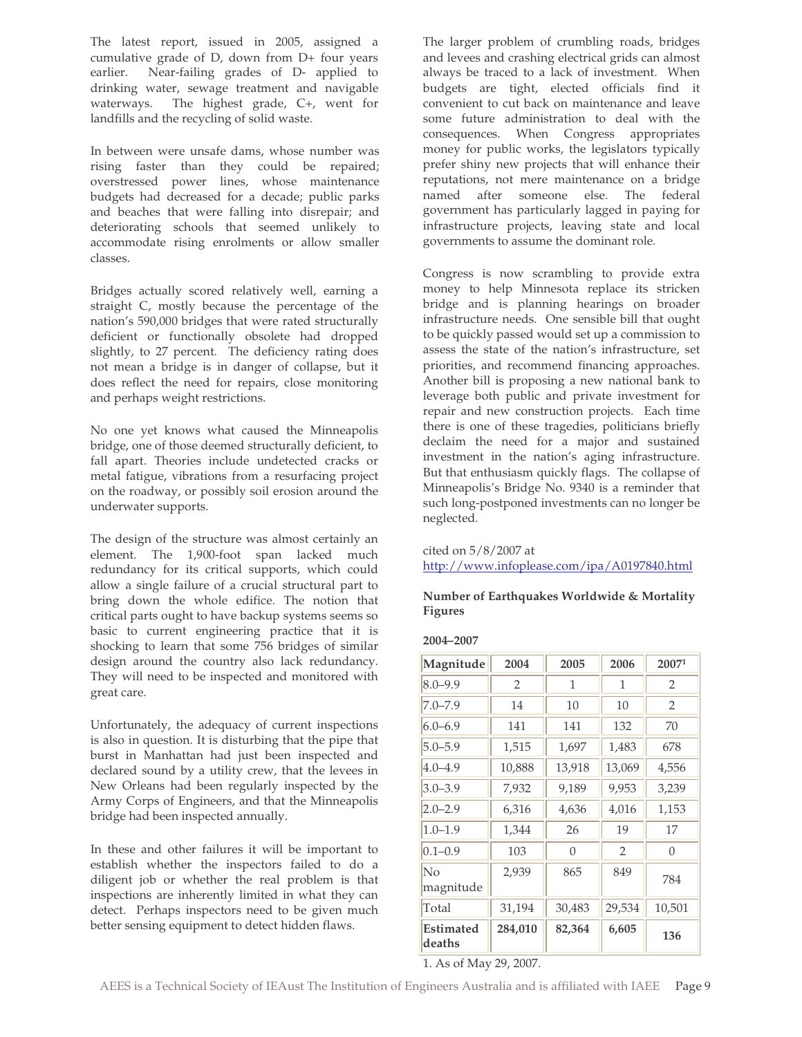The latest report, issued in 2005, assigned a cumulative grade of D, down from D+ four years earlier. Near-failing grades of D- applied to drinking water, sewage treatment and navigable waterways. The highest grade, C+, went for landfills and the recycling of solid waste.

In between were unsafe dams, whose number was rising faster than they could be repaired; overstressed power lines, whose maintenance budgets had decreased for a decade; public parks and beaches that were falling into disrepair; and deteriorating schools that seemed unlikely to accommodate rising enrolments or allow smaller classes.

Bridges actually scored relatively well, earning a straight C, mostly because the percentage of the nation's 590,000 bridges that were rated structurally deficient or functionally obsolete had dropped slightly, to 27 percent. The deficiency rating does not mean a bridge is in danger of collapse, but it does reflect the need for repairs, close monitoring and perhaps weight restrictions.

No one yet knows what caused the Minneapolis bridge, one of those deemed structurally deficient, to fall apart. Theories include undetected cracks or metal fatigue, vibrations from a resurfacing project on the roadway, or possibly soil erosion around the underwater supports.

The design of the structure was almost certainly an element. The 1,900-foot span lacked much redundancy for its critical supports, which could allow a single failure of a crucial structural part to bring down the whole edifice. The notion that critical parts ought to have backup systems seems so basic to current engineering practice that it is shocking to learn that some 756 bridges of similar design around the country also lack redundancy. They will need to be inspected and monitored with great care.

Unfortunately, the adequacy of current inspections is also in question. It is disturbing that the pipe that burst in Manhattan had just been inspected and declared sound by a utility crew, that the levees in New Orleans had been regularly inspected by the Army Corps of Engineers, and that the Minneapolis bridge had been inspected annually.

In these and other failures it will be important to establish whether the inspectors failed to do a diligent job or whether the real problem is that inspections are inherently limited in what they can detect. Perhaps inspectors need to be given much better sensing equipment to detect hidden flaws.

The larger problem of crumbling roads, bridges and levees and crashing electrical grids can almost always be traced to a lack of investment. When budgets are tight, elected officials find it convenient to cut back on maintenance and leave some future administration to deal with the consequences. When Congress appropriates money for public works, the legislators typically prefer shiny new projects that will enhance their reputations, not mere maintenance on a bridge named after someone else. The federal government has particularly lagged in paying for infrastructure projects, leaving state and local governments to assume the dominant role.

Congress is now scrambling to provide extra money to help Minnesota replace its stricken bridge and is planning hearings on broader infrastructure needs. One sensible bill that ought to be quickly passed would set up a commission to assess the state of the nation's infrastructure, set priorities, and recommend financing approaches. Another bill is proposing a new national bank to leverage both public and private investment for repair and new construction projects. Each time there is one of these tragedies, politicians briefly declaim the need for a major and sustained investment in the nation's aging infrastructure. But that enthusiasm quickly flags. The collapse of Minneapolis's Bridge No. 9340 is a reminder that such long-postponed investments can no longer be neglected.

cited on 5/8/2007 at http://www.infoplease.com/ipa/A0197840.html

**Number of Earthquakes Worldwide & Mortality Figures**

**2004–2007**

| Magnitude | 2004 | 2005 | 2006 | 2007[1] |
|---|---|---|---|---|
| 8.0–9.9 | 2 | 1 | 1 | 2 |
| 7.0–7.9 | 14 | 10 | 10 | 2 |
| 6.0–6.9 | 141 | 141 | 132 | 70 |
| 5.0–5.9 | 1,515 | 1,697 | 1,483 | 678 |
| 4.0–4.9 | 10,888 | 13,918 | 13,069 | 4,556 |
| 3.0–3.9 | 7,932 | 9,189 | 9,953 | 3,239 |
| 2.0–2.9 | 6,316 | 4,636 | 4,016 | 1,153 |
| 1.0–1.9 | 1,344 | 26 | 19 | 17 |
| 0.1–0.9 | 103 | 0 | 2 | 0 |
| No magnitude | 2,939 | 865 | 849 | 784 |
| Total | 31,194 | 30,483 | 29,534 | 10,501 |
| **Estimated deaths** | **284,010** | **82,364** | **6,605** | **136** |

1. As of May 29, 2007.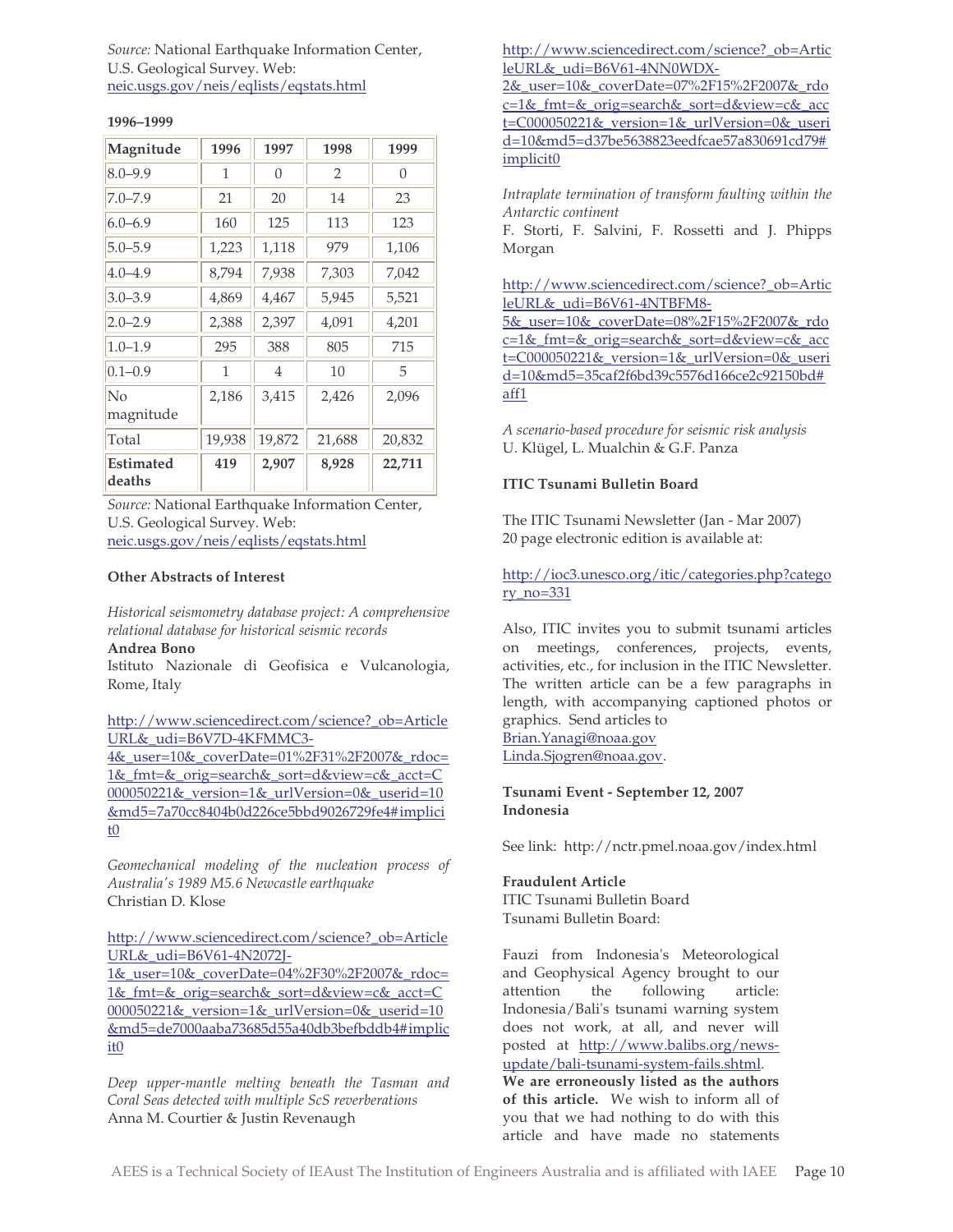*Source:* National Earthquake Information Center, U.S. Geological Survey. Web: neic.usgs.gov/neis/eqlists/eqstats.html

**1996–1999**

| Magnitude | 1996 | 1997 | 1998 | 1999 |
|---|---|---|---|---|
| 8.0–9.9 | 1 | 0 | 2 | 0 |
| 7.0–7.9 | 21 | 20 | 14 | 23 |
| 6.0–6.9 | 160 | 125 | 113 | 123 |
| 5.0–5.9 | 1,223 | 1,118 | 979 | 1,106 |
| 4.0–4.9 | 8,794 | 7,938 | 7,303 | 7,042 |
| 3.0–3.9 | 4,869 | 4,467 | 5,945 | 5,521 |
| 2.0–2.9 | 2,388 | 2,397 | 4,091 | 4,201 |
| 1.0–1.9 | 295 | 388 | 805 | 715 |
| 0.1–0.9 | 1 | 4 | 10 | 5 |
| No magnitude | 2,186 | 3,415 | 2,426 | 2,096 |
| Total | 19,938 | 19,872 | 21,688 | 20,832 |
| **Estimated deaths** | **419** | **2,907** | **8,928** | **22,711** |

*Source:* National Earthquake Information Center, U.S. Geological Survey. Web: neic.usgs.gov/neis/eqlists/eqstats.html

**Other Abstracts of Interest**

*Historical seismometry database project: A comprehensive relational database for historical seismic records*
**Andrea Bono**
Istituto Nazionale di Geofisica e Vulcanologia, Rome, Italy

http://www.sciencedirect.com/science?_ob=ArticleURL&_udi=B6V7D-4KFMMC3-4&_user=10&_coverDate=01%2F31%2F2007&_rdoc=1&_fmt=&_orig=search&_sort=d&view=c&_acct=C000050221&_version=1&_urlVersion=0&_userid=10&md5=7a70cc8404b0d226ce5bbd9026729fe4#implicit0

*Geomechanical modeling of the nucleation process of Australia's 1989 M5.6 Newcastle earthquake*
Christian D. Klose

http://www.sciencedirect.com/science?_ob=ArticleURL&_udi=B6V61-4N2072J-1&_user=10&_coverDate=04%2F30%2F2007&_rdoc=1&_fmt=&_orig=search&_sort=d&view=c&_acct=C000050221&_version=1&_urlVersion=0&_userid=10&md5=de7000aaba73685d55a40db3befbddb4#implicit0

*Deep upper-mantle melting beneath the Tasman and Coral Seas detected with multiple ScS reverberations*
Anna M. Courtier & Justin Revenaugh

http://www.sciencedirect.com/science?_ob=ArticleURL&_udi=B6V61-4NN0WDX-2&_user=10&_coverDate=07%2F15%2F2007&_rdoc=1&_fmt=&_orig=search&_sort=d&view=c&_acct=C000050221&_version=1&_urlVersion=0&_userid=10&md5=d37be5638823eedfcae57a830691cd79#implicit0

*Intraplate termination of transform faulting within the Antarctic continent*
F. Storti, F. Salvini, F. Rossetti and J. Phipps Morgan

http://www.sciencedirect.com/science?_ob=ArticleURL&_udi=B6V61-4NTBFM8-5&_user=10&_coverDate=08%2F15%2F2007&_rdoc=1&_fmt=&_orig=search&_sort=d&view=c&_acct=C000050221&_version=1&_urlVersion=0&_userid=10&md5=35caf2f6bd39c5576d166ce2c92150bd#aff1

*A scenario-based procedure for seismic risk analysis*
U. Klügel, L. Mualchin & G.F. Panza

**ITIC Tsunami Bulletin Board**

The ITIC Tsunami Newsletter (Jan - Mar 2007)
20 page electronic edition is available at:

http://ioc3.unesco.org/itic/categories.php?category_no=331

Also, ITIC invites you to submit tsunami articles on meetings, conferences, projects, events, activities, etc., for inclusion in the ITIC Newsletter. The written article can be a few paragraphs in length, with accompanying captioned photos or graphics. Send articles to
Brian.Yanagi@noaa.gov
Linda.Sjogren@noaa.gov.

**Tsunami Event - September 12, 2007**
**Indonesia**

See link: http://nctr.pmel.noaa.gov/index.html

**Fraudulent Article**
ITIC Tsunami Bulletin Board
Tsunami Bulletin Board:

Fauzi from Indonesia's Meteorological and Geophysical Agency brought to our attention the following article: Indonesia/Bali's tsunami warning system does not work, at all, and never will posted at http://www.balibs.org/news-update/bali-tsunami-system-fails.shtml. **We are erroneously listed as the authors of this article.** We wish to inform all of you that we had nothing to do with this article and have made no statements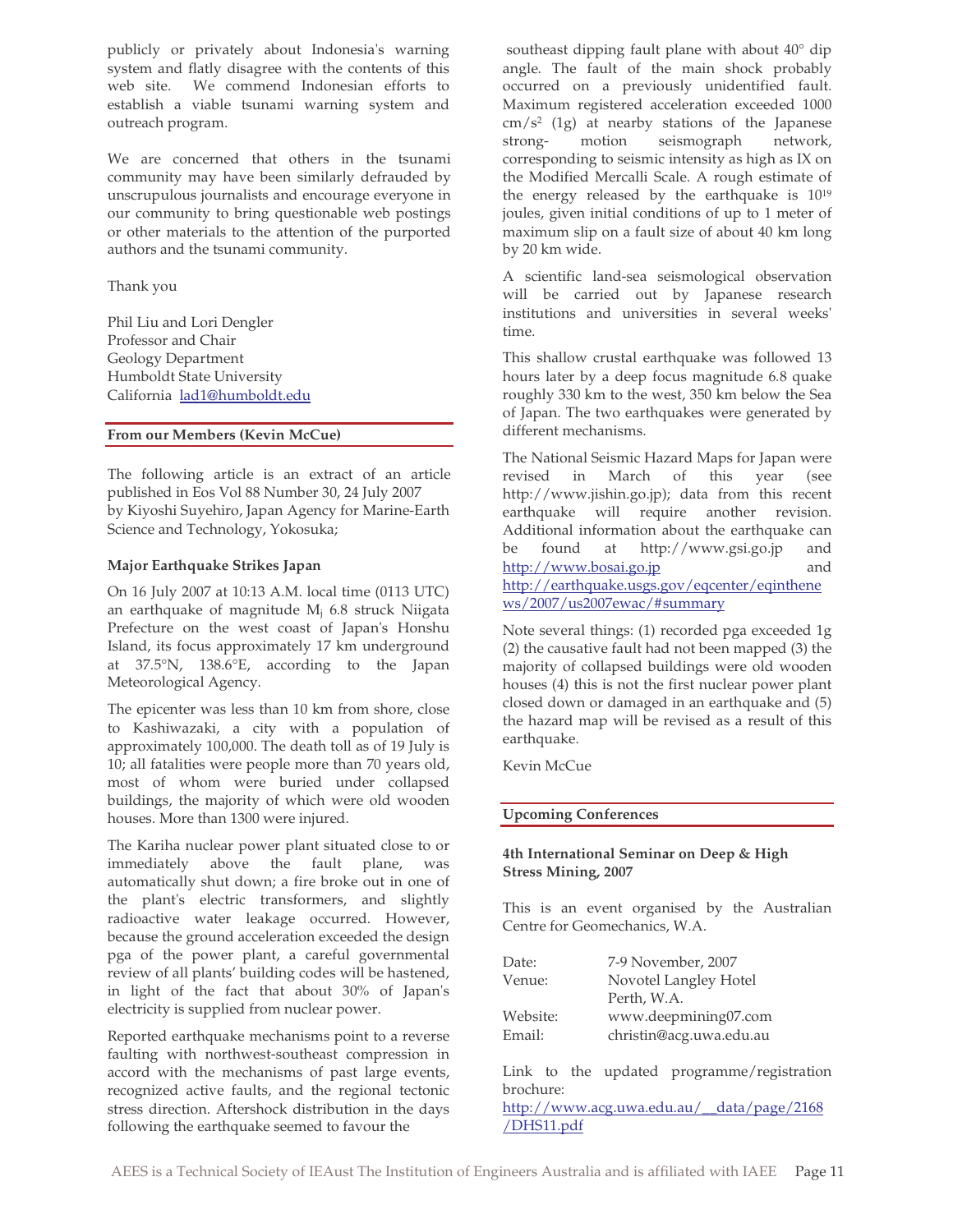publicly or privately about Indonesia's warning system and flatly disagree with the contents of this web site. We commend Indonesian efforts to establish a viable tsunami warning system and outreach program.

We are concerned that others in the tsunami community may have been similarly defrauded by unscrupulous journalists and encourage everyone in our community to bring questionable web postings or other materials to the attention of the purported authors and the tsunami community.

Thank you

Phil Liu and Lori Dengler
Professor and Chair
Geology Department
Humboldt State University
California lad1@humboldt.edu

## From our Members (Kevin McCue)

The following article is an extract of an article published in Eos Vol 88 Number 30, 24 July 2007 by Kiyoshi Suyehiro, Japan Agency for Marine-Earth Science and Technology, Yokosuka;

### Major Earthquake Strikes Japan

On 16 July 2007 at 10:13 A.M. local time (0113 UTC) an earthquake of magnitude $M_j$ 6.8 struck Niigata Prefecture on the west coast of Japan's Honshu Island, its focus approximately 17 km underground at 37.5°N, 138.6°E, according to the Japan Meteorological Agency.

The epicenter was less than 10 km from shore, close to Kashiwazaki, a city with a population of approximately 100,000. The death toll as of 19 July is 10; all fatalities were people more than 70 years old, most of whom were buried under collapsed buildings, the majority of which were old wooden houses. More than 1300 were injured.

The Kariha nuclear power plant situated close to or immediately above the fault plane, was automatically shut down; a fire broke out in one of the plant's electric transformers, and slightly radioactive water leakage occurred. However, because the ground acceleration exceeded the design pga of the power plant, a careful governmental review of all plants' building codes will be hastened, in light of the fact that about 30% of Japan's electricity is supplied from nuclear power.

Reported earthquake mechanisms point to a reverse faulting with northwest-southeast compression in accord with the mechanisms of past large events, recognized active faults, and the regional tectonic stress direction. Aftershock distribution in the days following the earthquake seemed to favour the southeast dipping fault plane with about 40° dip angle. The fault of the main shock probably occurred on a previously unidentified fault. Maximum registered acceleration exceeded 1000 $cm/s^2$ (1g) at nearby stations of the Japanese strong- motion seismograph network, corresponding to seismic intensity as high as IX on the Modified Mercalli Scale. A rough estimate of the energy released by the earthquake is $10^{19}$ joules, given initial conditions of up to 1 meter of maximum slip on a fault size of about 40 km long by 20 km wide.

A scientific land-sea seismological observation will be carried out by Japanese research institutions and universities in several weeks' time.

This shallow crustal earthquake was followed 13 hours later by a deep focus magnitude 6.8 quake roughly 330 km to the west, 350 km below the Sea of Japan. The two earthquakes were generated by different mechanisms.

The National Seismic Hazard Maps for Japan were revised in March of this year (see http://www.jishin.go.jp); data from this recent earthquake will require another revision. Additional information about the earthquake can be found at http://www.gsi.go.jp and http://www.bosai.go.jp and http://earthquake.usgs.gov/eqcenter/eqinthenews/2007/us2007ewac/#summary

Note several things: (1) recorded pga exceeded 1g (2) the causative fault had not been mapped (3) the majority of collapsed buildings were old wooden houses (4) this is not the first nuclear power plant closed down or damaged in an earthquake and (5) the hazard map will be revised as a result of this earthquake.

Kevin McCue

## Upcoming Conferences

### 4th International Seminar on Deep & High Stress Mining, 2007

This is an event organised by the Australian Centre for Geomechanics, W.A.

| | |
|---|---|
| Date: | 7-9 November, 2007 |
| Venue: | Novotel Langley Hotel Perth, W.A. |
| Website: | www.deepmining07.com |
| Email: | christin@acg.uwa.edu.au |

Link to the updated programme/registration brochure:
http://www.acg.uwa.edu.au/__data/page/2168/DHS11.pdf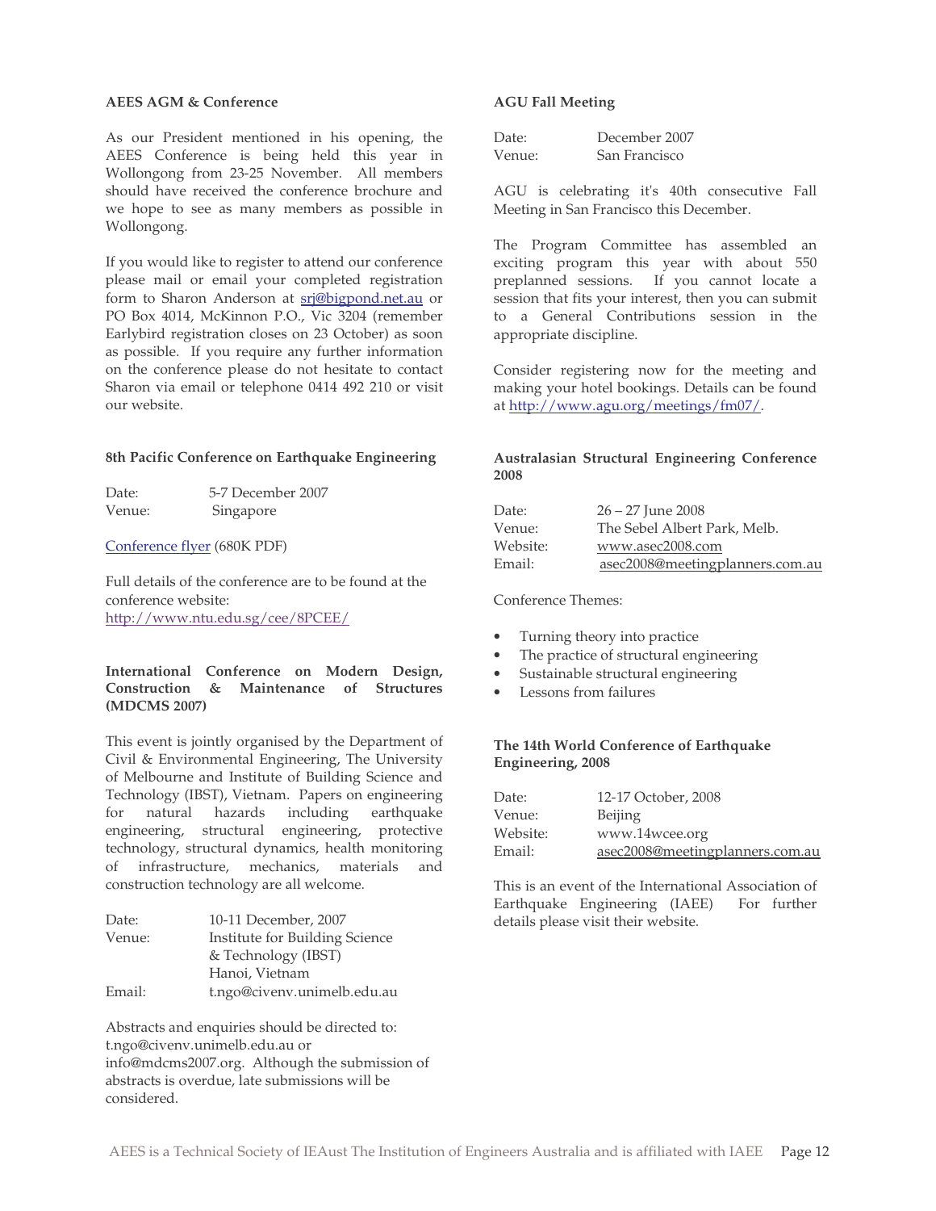**AEES AGM & Conference**

As our President mentioned in his opening, the AEES Conference is being held this year in Wollongong from 23-25 November. All members should have received the conference brochure and we hope to see as many members as possible in Wollongong.

If you would like to register to attend our conference please mail or email your completed registration form to Sharon Anderson at srj@bigpond.net.au or PO Box 4014, McKinnon P.O., Vic 3204 (remember Earlybird registration closes on 23 October) as soon as possible. If you require any further information on the conference please do not hesitate to contact Sharon via email or telephone 0414 492 210 or visit our website.

**8th Pacific Conference on Earthquake Engineering**

| | |
|---|---|
| Date: | 5-7 December 2007 |
| Venue: | Singapore |

Conference flyer (680K PDF)

Full details of the conference are to be found at the conference website:
http://www.ntu.edu.sg/cee/8PCEE/

**International Conference on Modern Design, Construction & Maintenance of Structures (MDCMS 2007)**

This event is jointly organised by the Department of Civil & Environmental Engineering, The University of Melbourne and Institute of Building Science and Technology (IBST), Vietnam. Papers on engineering for natural hazards including earthquake engineering, structural engineering, protective technology, structural dynamics, health monitoring of infrastructure, mechanics, materials and construction technology are all welcome.

| | |
|---|---|
| Date: | 10-11 December, 2007 |
| Venue: | Institute for Building Science & Technology (IBST) Hanoi, Vietnam |
| Email: | t.ngo@civenv.unimelb.edu.au |

Abstracts and enquiries should be directed to: t.ngo@civenv.unimelb.edu.au or info@mdcms2007.org. Although the submission of abstracts is overdue, late submissions will be considered.

**AGU Fall Meeting**

| | |
|---|---|
| Date: | December 2007 |
| Venue: | San Francisco |

AGU is celebrating it's 40th consecutive Fall Meeting in San Francisco this December.

The Program Committee has assembled an exciting program this year with about 550 preplanned sessions. If you cannot locate a session that fits your interest, then you can submit to a General Contributions session in the appropriate discipline.

Consider registering now for the meeting and making your hotel bookings. Details can be found at http://www.agu.org/meetings/fm07/.

**Australasian Structural Engineering Conference 2008**

| | |
|---|---|
| Date: | 26 – 27 June 2008 |
| Venue: | The Sebel Albert Park, Melb. |
| Website: | www.asec2008.com |
| Email: | asec2008@meetingplanners.com.au |

Conference Themes:

- Turning theory into practice
- The practice of structural engineering
- Sustainable structural engineering
- Lessons from failures

**The 14th World Conference of Earthquake Engineering, 2008**

| | |
|---|---|
| Date: | 12-17 October, 2008 |
| Venue: | Beijing |
| Website: | www.14wcee.org |
| Email: | asec2008@meetingplanners.com.au |

This is an event of the International Association of Earthquake Engineering (IAEE) For further details please visit their website.